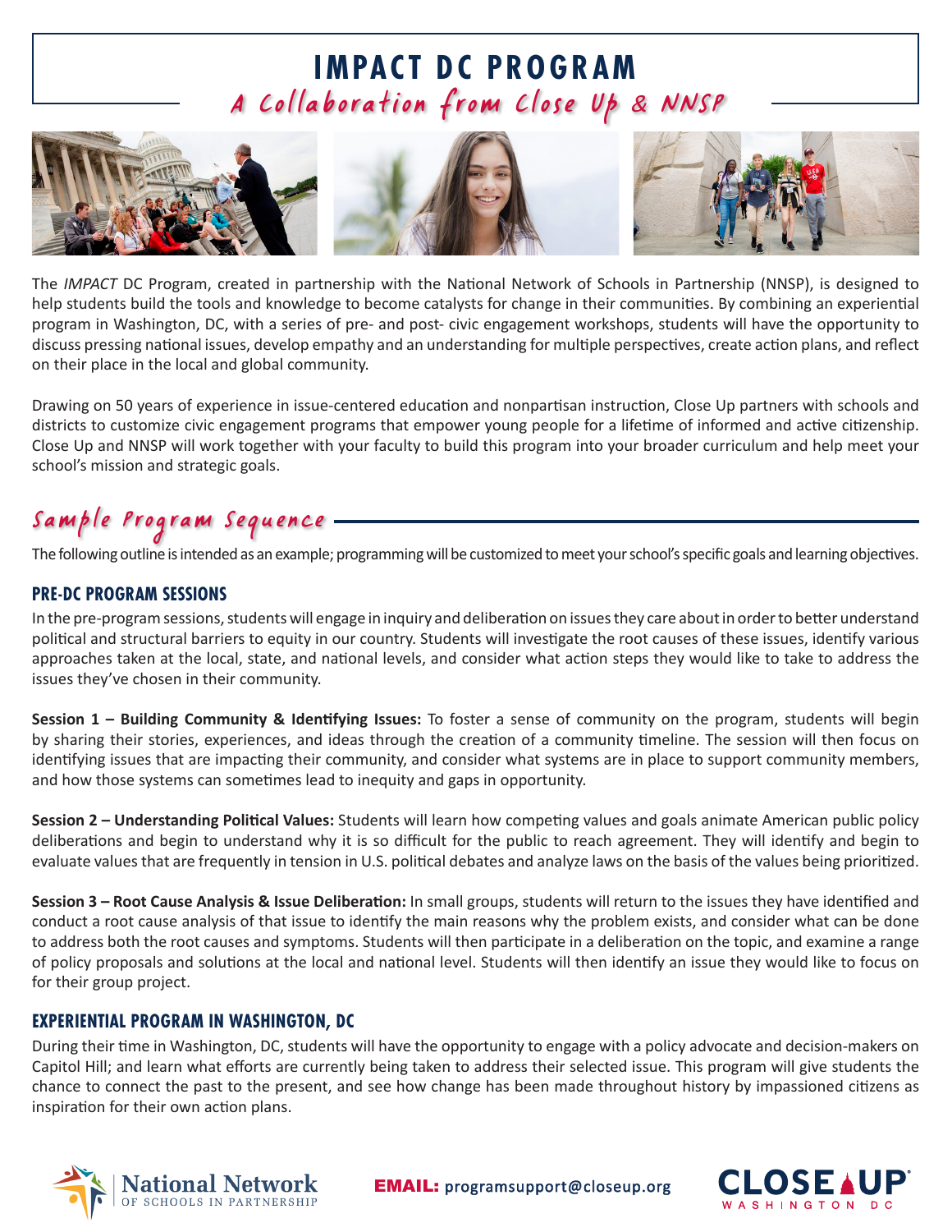# IMPACT DC PROGRAM

## A Collaboration from Close Up & NNSP

The *IMPACT* DC Program, created in partnership with the National Network of Schools in Partnership (NNSP), is designed to help students build the tools and knowledge to become catalysts for change in their communities. By combining an experiential program in Washington, DC, with a series of pre- and post- civic engagement workshops, students will have the opportunity to discuss pressing national issues, develop empathy and an understanding for multiple perspectives, create action plans, and reflect on their place in the local and global community.

Drawing on 50 years of experience in issue-centered education and nonpartisan instruction, Close Up partners with schools and districts to customize civic engagement programs that empower young people for a lifetime of informed and active citizenship. Close Up and NNSP will work together with your faculty to build this program into your broader curriculum and help meet your school's mission and strategic goals.

## Sample Program Sequence

The following outline is intended as an example; programming will be customized to meet your school's specific goals and learning objectives.

### PRE-DC PROGRAM SESSIONS

In the pre-program sessions, students will engage in inquiry and deliberation on issues they care about in order to better understand political and structural barriers to equity in our country. Students will investigate the root causes of these issues, identify various approaches taken at the local, state, and national levels, and consider what action steps they would like to take to address the issues they've chosen in their community.

**Session 1 – Building Community & Identifying Issues:** To foster a sense of community on the program, students will begin by sharing their stories, experiences, and ideas through the creation of a community timeline. The session will then focus on identifying issues that are impacting their community, and consider what systems are in place to support community members, and how those systems can sometimes lead to inequity and gaps in opportunity.

**Session 2 – Understanding Political Values:** Students will learn how competing values and goals animate American public policy deliberations and begin to understand why it is so difficult for the public to reach agreement. They will identify and begin to evaluate values that are frequently in tension in U.S. political debates and analyze laws on the basis of the values being prioritized.

**Session 3 – Root Cause Analysis & Issue Deliberation:** In small groups, students will return to the issues they have identified and conduct a root cause analysis of that issue to identify the main reasons why the problem exists, and consider what can be done to address both the root causes and symptoms. Students will then participate in a deliberation on the topic, and examine a range of policy proposals and solutions at the local and national level. Students will then identify an issue they would like to focus on for their group project.

### EXPERIENTIAL PROGRAM IN WASHINGTON, DC

During their time in Washington, DC, students will have the opportunity to engage with a policy advocate and decision-makers on Capitol Hill; and learn what efforts are currently being taken to address their selected issue. This program will give students the chance to connect the past to the present, and see how change has been made throughout history by impassioned citizens as inspiration for their own action plans.

National Network of Schools in Partnership

**EMAIL:** programsupport@closeup.org

CLOSE UP WASHINGTON DC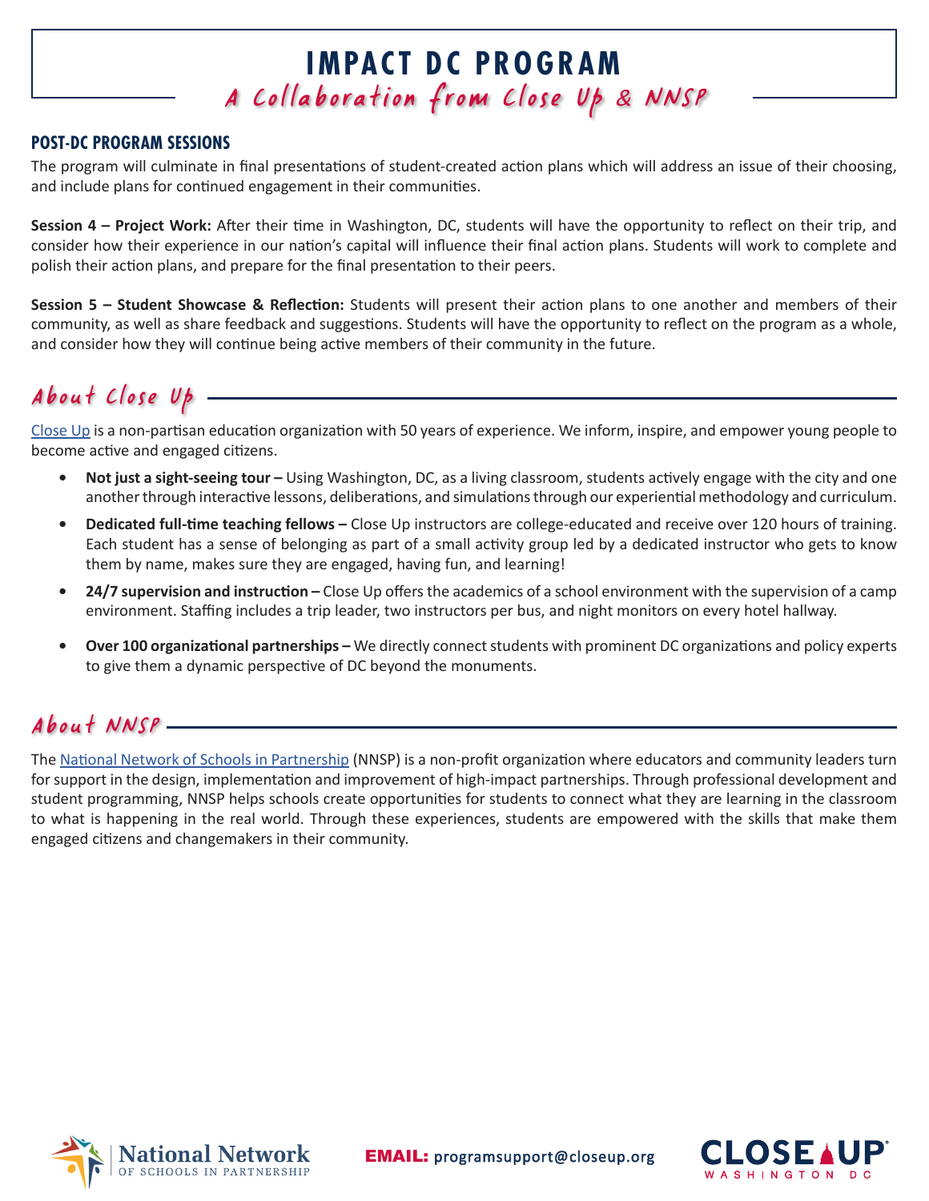# IMPACT DC PROGRAM

## A Collaboration from Close Up & NNSP

### POST-DC PROGRAM SESSIONS

The program will culminate in final presentations of student-created action plans which will address an issue of their choosing, and include plans for continued engagement in their communities.

**Session 4 – Project Work:** After their time in Washington, DC, students will have the opportunity to reflect on their trip, and consider how their experience in our nation's capital will influence their final action plans. Students will work to complete and polish their action plans, and prepare for the final presentation to their peers.

**Session 5 – Student Showcase & Reflection:** Students will present their action plans to one another and members of their community, as well as share feedback and suggestions. Students will have the opportunity to reflect on the program as a whole, and consider how they will continue being active members of their community in the future.

## About Close Up

Close Up is a non-partisan education organization with 50 years of experience. We inform, inspire, and empower young people to become active and engaged citizens.

- **Not just a sight-seeing tour –** Using Washington, DC, as a living classroom, students actively engage with the city and one another through interactive lessons, deliberations, and simulations through our experiential methodology and curriculum.
- **Dedicated full-time teaching fellows –** Close Up instructors are college-educated and receive over 120 hours of training. Each student has a sense of belonging as part of a small activity group led by a dedicated instructor who gets to know them by name, makes sure they are engaged, having fun, and learning!
- **24/7 supervision and instruction –** Close Up offers the academics of a school environment with the supervision of a camp environment. Staffing includes a trip leader, two instructors per bus, and night monitors on every hotel hallway.
- **Over 100 organizational partnerships –** We directly connect students with prominent DC organizations and policy experts to give them a dynamic perspective of DC beyond the monuments.

## About NNSP

The National Network of Schools in Partnership (NNSP) is a non-profit organization where educators and community leaders turn for support in the design, implementation and improvement of high-impact partnerships. Through professional development and student programming, NNSP helps schools create opportunities for students to connect what they are learning in the classroom to what is happening in the real world. Through these experiences, students are empowered with the skills that make them engaged citizens and changemakers in their community.

National Network of Schools in Partnership

**EMAIL:** programsupport@closeup.org

CLOSE UP WASHINGTON DC